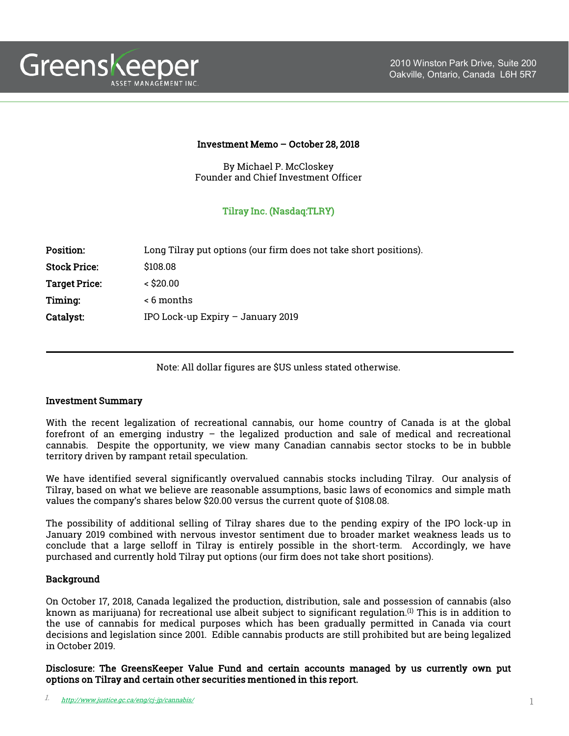GreensKeeper ASSET MANAGEMENT INC.

2010 Winston Park Drive, Suite 200
Oakville, Ontario, Canada L6H 5R7

**Investment Memo – October 28, 2018**

By Michael P. McCloskey
Founder and Chief Investment Officer

**Tilray Inc. (Nasdaq:TLRY)**

| | |
|---|---|
| **Position:** | Long Tilray put options (our firm does not take short positions). |
| **Stock Price:** | $108.08 |
| **Target Price:** | < $20.00 |
| **Timing:** | < 6 months |
| **Catalyst:** | IPO Lock-up Expiry – January 2019 |

---

Note: All dollar figures are $US unless stated otherwise.

### Investment Summary

With the recent legalization of recreational cannabis, our home country of Canada is at the global forefront of an emerging industry – the legalized production and sale of medical and recreational cannabis. Despite the opportunity, we view many Canadian cannabis sector stocks to be in bubble territory driven by rampant retail speculation.

We have identified several significantly overvalued cannabis stocks including Tilray. Our analysis of Tilray, based on what we believe are reasonable assumptions, basic laws of economics and simple math values the company's shares below $20.00 versus the current quote of $108.08.

The possibility of additional selling of Tilray shares due to the pending expiry of the IPO lock-up in January 2019 combined with nervous investor sentiment due to broader market weakness leads us to conclude that a large selloff in Tilray is entirely possible in the short-term. Accordingly, we have purchased and currently hold Tilray put options (our firm does not take short positions).

### Background

On October 17, 2018, Canada legalized the production, distribution, sale and possession of cannabis (also known as marijuana) for recreational use albeit subject to significant regulation.[1] This is in addition to the use of cannabis for medical purposes which has been gradually permitted in Canada via court decisions and legislation since 2001. Edible cannabis products are still prohibited but are being legalized in October 2019.

**Disclosure: The GreensKeeper Value Fund and certain accounts managed by us currently own put options on Tilray and certain other securities mentioned in this report.**

1. http://www.justice.gc.ca/eng/cj-jp/cannabis/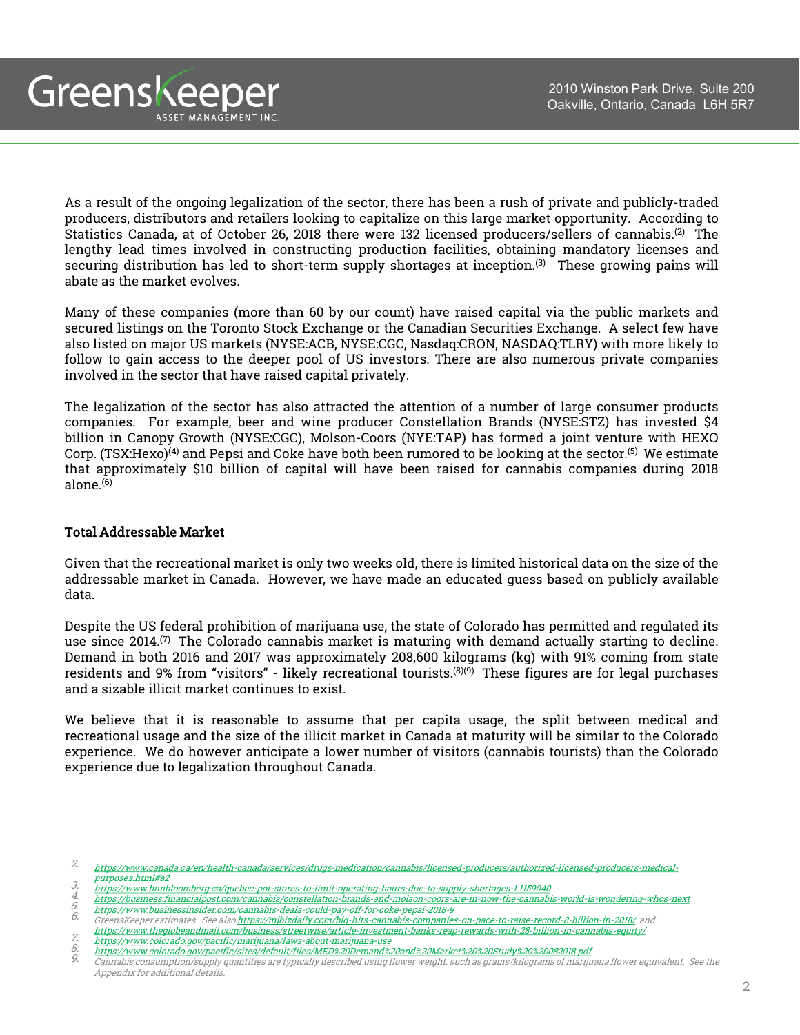As a result of the ongoing legalization of the sector, there has been a rush of private and publicly-traded producers, distributors and retailers looking to capitalize on this large market opportunity. According to Statistics Canada, at of October 26, 2018 there were 132 licensed producers/sellers of cannabis.[2] The lengthy lead times involved in constructing production facilities, obtaining mandatory licenses and securing distribution has led to short-term supply shortages at inception.[3] These growing pains will abate as the market evolves.

Many of these companies (more than 60 by our count) have raised capital via the public markets and secured listings on the Toronto Stock Exchange or the Canadian Securities Exchange. A select few have also listed on major US markets (NYSE:ACB, NYSE:CGC, Nasdaq:CRON, NASDAQ:TLRY) with more likely to follow to gain access to the deeper pool of US investors. There are also numerous private companies involved in the sector that have raised capital privately.

The legalization of the sector has also attracted the attention of a number of large consumer products companies. For example, beer and wine producer Constellation Brands (NYSE:STZ) has invested $4 billion in Canopy Growth (NYSE:CGC), Molson-Coors (NYE:TAP) has formed a joint venture with HEXO Corp. (TSX:Hexo)[4] and Pepsi and Coke have both been rumored to be looking at the sector.[5] We estimate that approximately $10 billion of capital will have been raised for cannabis companies during 2018 alone.[6]

### Total Addressable Market

Given that the recreational market is only two weeks old, there is limited historical data on the size of the addressable market in Canada. However, we have made an educated guess based on publicly available data.

Despite the US federal prohibition of marijuana use, the state of Colorado has permitted and regulated its use since 2014.[7] The Colorado cannabis market is maturing with demand actually starting to decline. Demand in both 2016 and 2017 was approximately 208,600 kilograms (kg) with 91% coming from state residents and 9% from "visitors" - likely recreational tourists.[8][9] These figures are for legal purchases and a sizable illicit market continues to exist.

We believe that it is reasonable to assume that per capita usage, the split between medical and recreational usage and the size of the illicit market in Canada at maturity will be similar to the Colorado experience. We do however anticipate a lower number of visitors (cannabis tourists) than the Colorado experience due to legalization throughout Canada.

---

2. https://www.canada.ca/en/health-canada/services/drugs-medication/cannabis/licensed-producers/authorized-licensed-producers-medical-purposes.html#a2
3. https://www.bnnbloomberg.ca/quebec-pot-stores-to-limit-operating-hours-due-to-supply-shortages-1.1159040
4. https://business.financialpost.com/cannabis/constellation-brands-and-molson-coors-are-in-now-the-cannabis-world-is-wondering-whos-next
5. https://www.businessinsider.com/cannabis-deals-could-pay-off-for-coke-pepsi-2018-9
6. *GreensKeeper estimates. See also* https://mjbizdaily.com/big-hits-cannabis-companies-on-pace-to-raise-record-8-billion-in-2018/ *and* https://www.theglobeandmail.com/business/streetwise/article-investment-banks-reap-rewards-with-28-billion-in-cannabis-equity/
7. https://www.colorado.gov/pacific/marijuana/laws-about-marijuana-use
8. https://www.colorado.gov/pacific/sites/default/files/MED%20Demand%20and%20Market%20%20Study%20%20082018.pdf
9. *Cannabis consumption/supply quantities are typically described using flower weight, such as grams/kilograms of marijuana flower equivalent. See the Appendix for additional details.*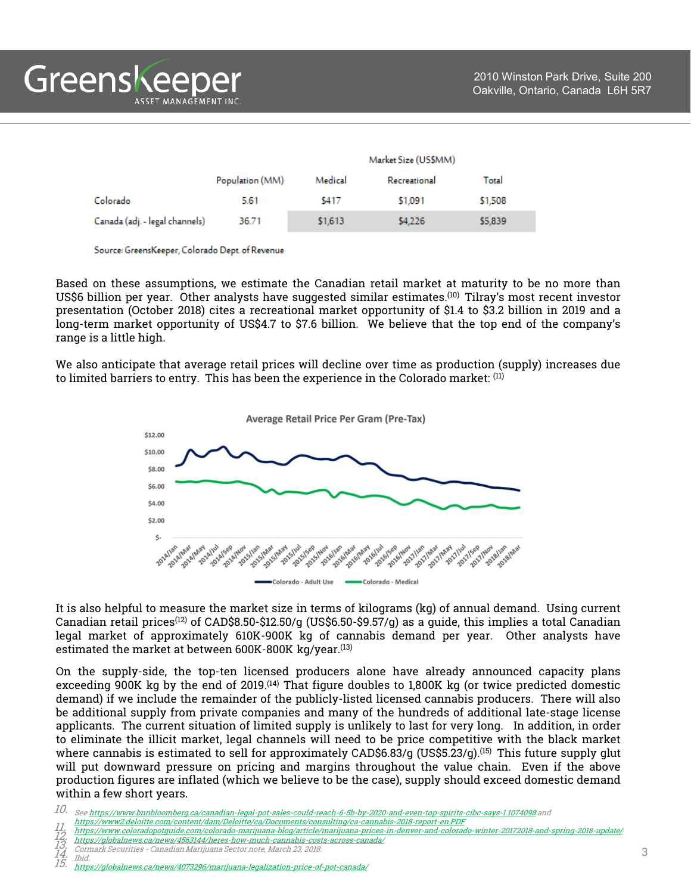|  | Population (MM) | Market Size (US$MM) |  |  |
|---|---|---|---|---|
|  |  | Medical | Recreational | Total |
| Colorado | 5.61 | $417 | $1,091 | $1,508 |
| Canada (adj. - legal channels) | 36.71 | $1,613 | $4,226 | $5,839 |

Source: GreensKeeper, Colorado Dept. of Revenue

Based on these assumptions, we estimate the Canadian retail market at maturity to be no more than US$6 billion per year. Other analysts have suggested similar estimates.[10] Tilray's most recent investor presentation (October 2018) cites a recreational market opportunity of $1.4 to $3.2 billion in 2019 and a long-term market opportunity of US$4.7 to $7.6 billion. We believe that the top end of the company's range is a little high.

We also anticipate that average retail prices will decline over time as production (supply) increases due to limited barriers to entry. This has been the experience in the Colorado market: [11]

It is also helpful to measure the market size in terms of kilograms (kg) of annual demand. Using current Canadian retail prices[12] of CAD$8.50-$12.50/g (US$6.50-$9.57/g) as a guide, this implies a total Canadian legal market of approximately 610K-900K kg of cannabis demand per year. Other analysts have estimated the market at between 600K-800K kg/year.[13]

On the supply-side, the top-ten licensed producers alone have already announced capacity plans exceeding 900K kg by the end of 2019.[14] That figure doubles to 1,800K kg (or twice predicted domestic demand) if we include the remainder of the publicly-listed licensed cannabis producers. There will also be additional supply from private companies and many of the hundreds of additional late-stage license applicants. The current situation of limited supply is unlikely to last for very long. In addition, in order to eliminate the illicit market, legal channels will need to be price competitive with the black market where cannabis is estimated to sell for approximately CAD$6.83/g (US$5.23/g).[15] This future supply glut will put downward pressure on pricing and margins throughout the value chain. Even if the above production figures are inflated (which we believe to be the case), supply should exceed domestic demand within a few short years.

10. *See* https://www.bnnbloomberg.ca/canadian-legal-pot-sales-could-reach-6-5b-by-2020-and-even-top-spirits-cibc-says-1.1074098 *and* https://www2.deloitte.com/content/dam/Deloitte/ca/Documents/consulting/ca-cannabis-2018-report-en.PDF
11. https://www.coloradopotguide.com/colorado-marijuana-blog/article/marijuana-prices-in-denver-and-colorado-winter-20172018-and-spring-2018-update/
12. https://globalnews.ca/news/4563144/heres-how-much-cannabis-costs-across-canada/
13. *Cormark Securities - Canadian Marijuana Sector note, March 23, 2018.*
14. *Ibid.*
15. https://globalnews.ca/news/4073296/marijuana-legalization-price-of-pot-canada/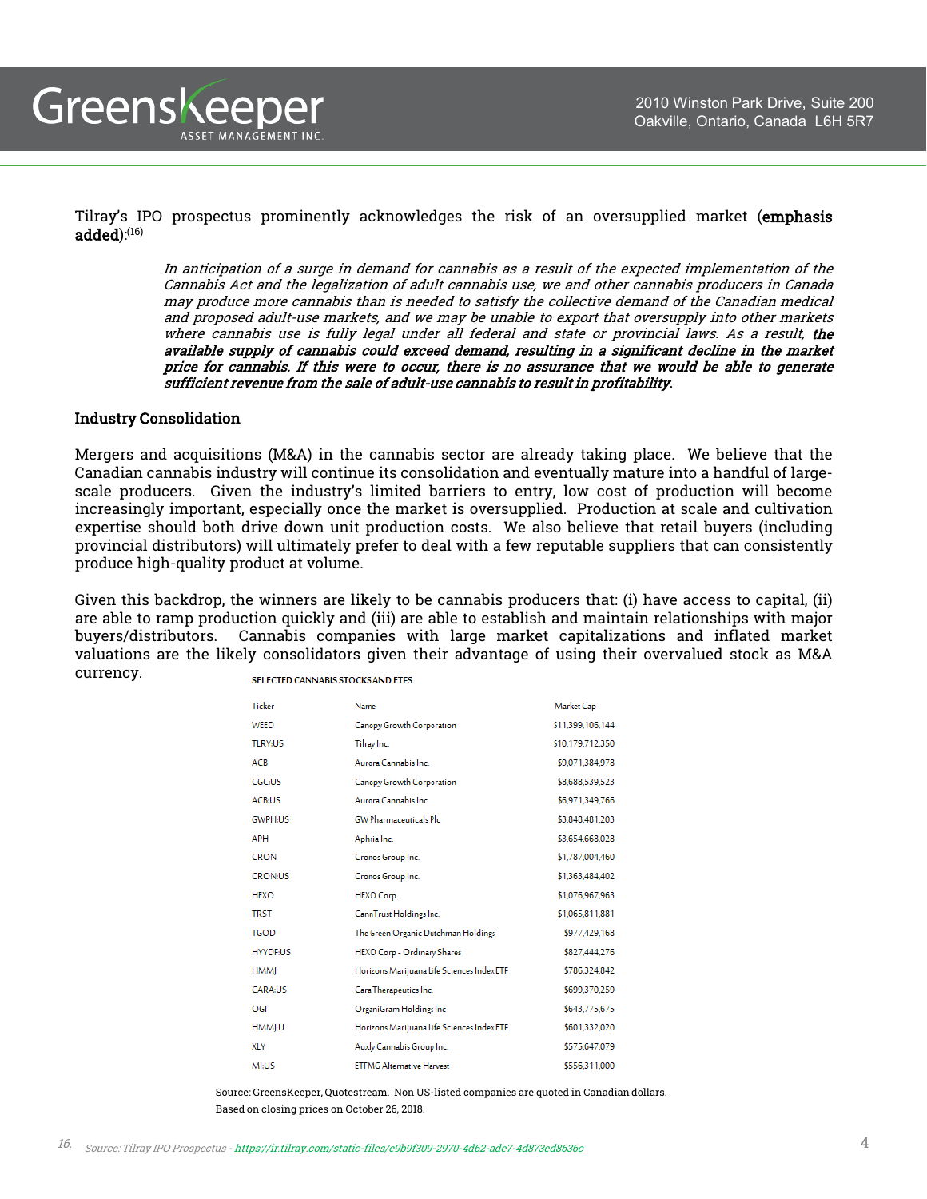Tilray's IPO prospectus prominently acknowledges the risk of an oversupplied market (**emphasis added**):[16]

> *In anticipation of a surge in demand for cannabis as a result of the expected implementation of the Cannabis Act and the legalization of adult cannabis use, we and other cannabis producers in Canada may produce more cannabis than is needed to satisfy the collective demand of the Canadian medical and proposed adult-use markets, and we may be unable to export that oversupply into other markets where cannabis use is fully legal under all federal and state or provincial laws. As a result,* ***the available supply of cannabis could exceed demand, resulting in a significant decline in the market price for cannabis. If this were to occur, there is no assurance that we would be able to generate sufficient revenue from the sale of adult-use cannabis to result in profitability.***

## Industry Consolidation

Mergers and acquisitions (M&A) in the cannabis sector are already taking place. We believe that the Canadian cannabis industry will continue its consolidation and eventually mature into a handful of large-scale producers. Given the industry's limited barriers to entry, low cost of production will become increasingly important, especially once the market is oversupplied. Production at scale and cultivation expertise should both drive down unit production costs. We also believe that retail buyers (including provincial distributors) will ultimately prefer to deal with a few reputable suppliers that can consistently produce high-quality product at volume.

Given this backdrop, the winners are likely to be cannabis producers that: (i) have access to capital, (ii) are able to ramp production quickly and (iii) are able to establish and maintain relationships with major buyers/distributors. Cannabis companies with large market capitalizations and inflated market valuations are the likely consolidators given their advantage of using their overvalued stock as M&A currency.

SELECTED CANNABIS STOCKS AND ETFS

| Ticker | Name | Market Cap |
|---|---|---|
| WEED | Canopy Growth Corporation | $11,399,106,144 |
| TLRY:US | Tilray Inc. | $10,179,712,350 |
| ACB | Aurora Cannabis Inc. | $9,071,384,978 |
| CGC:US | Canopy Growth Corporation | $8,688,539,523 |
| ACB:US | Aurora Cannabis Inc | $6,971,349,766 |
| GWPH:US | GW Pharmaceuticals Plc | $3,848,481,203 |
| APH | Aphria Inc. | $3,654,668,028 |
| CRON | Cronos Group Inc. | $1,787,004,460 |
| CRON:US | Cronos Group Inc. | $1,363,484,402 |
| HEXO | HEXO Corp. | $1,076,967,963 |
| TRST | CannTrust Holdings Inc. | $1,065,811,881 |
| TGOD | The Green Organic Dutchman Holdings | $977,429,168 |
| HYYDF:US | HEXO Corp - Ordinary Shares | $827,444,276 |
| HMMJ | Horizons Marijuana Life Sciences Index ETF | $786,324,842 |
| CARA:US | Cara Therapeutics Inc. | $699,370,259 |
| OGI | OrganiGram Holdings Inc | $643,775,675 |
| HMMJ.U | Horizons Marijuana Life Sciences Index ETF | $601,332,020 |
| XLY | Auxly Cannabis Group Inc. | $575,647,079 |
| MJ:US | ETFMG Alternative Harvest | $556,311,000 |

Source: GreensKeeper, Quotestream. Non US-listed companies are quoted in Canadian dollars. Based on closing prices on October 26, 2018.

16. Source: Tilray IPO Prospectus - https://ir.tilray.com/static-files/e9b9f309-2970-4d62-ade7-4d873ed8636c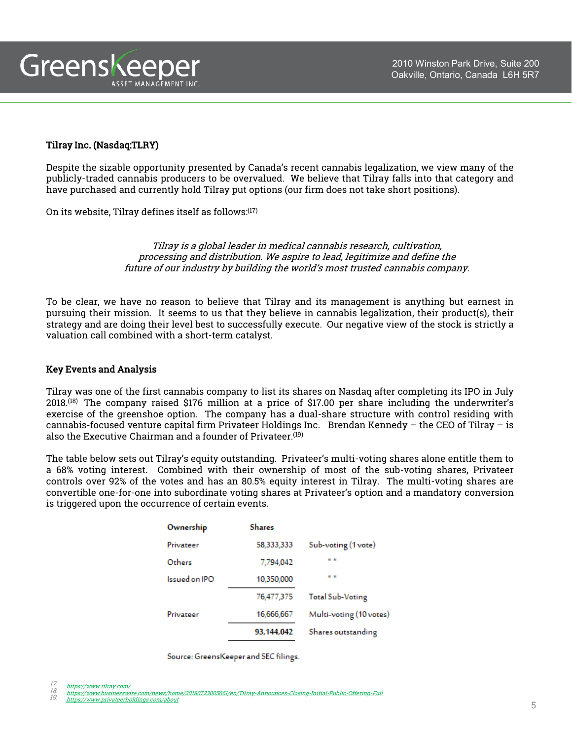## Tilray Inc. (Nasdaq:TLRY)

Despite the sizable opportunity presented by Canada's recent cannabis legalization, we view many of the publicly-traded cannabis producers to be overvalued. We believe that Tilray falls into that category and have purchased and currently hold Tilray put options (our firm does not take short positions).

On its website, Tilray defines itself as follows:[17]

> *Tilray is a global leader in medical cannabis research, cultivation, processing and distribution. We aspire to lead, legitimize and define the future of our industry by building the world's most trusted cannabis company.*

To be clear, we have no reason to believe that Tilray and its management is anything but earnest in pursuing their mission. It seems to us that they believe in cannabis legalization, their product(s), their strategy and are doing their level best to successfully execute. Our negative view of the stock is strictly a valuation call combined with a short-term catalyst.

### Key Events and Analysis

Tilray was one of the first cannabis company to list its shares on Nasdaq after completing its IPO in July 2018.[18] The company raised $176 million at a price of $17.00 per share including the underwriter's exercise of the greenshoe option. The company has a dual-share structure with control residing with cannabis-focused venture capital firm Privateer Holdings Inc. Brendan Kennedy – the CEO of Tilray – is also the Executive Chairman and a founder of Privateer.[19]

The table below sets out Tilray's equity outstanding. Privateer's multi-voting shares alone entitle them to a 68% voting interest. Combined with their ownership of most of the sub-voting shares, Privateer controls over 92% of the votes and has an 80.5% equity interest in Tilray. The multi-voting shares are convertible one-for-one into subordinate voting shares at Privateer's option and a mandatory conversion is triggered upon the occurrence of certain events.

| Ownership | Shares | |
|---|---|---|
| Privateer | 58,333,333 | Sub-voting (1 vote) |
| Others | 7,794,042 | " " |
| Issued on IPO | 10,350,000 | " " |
| | 76,477,375 | Total Sub-Voting |
| Privateer | 16,666,667 | Multi-voting (10 votes) |
| | **93,144,042** | Shares outstanding |

Source: GreensKeeper and SEC filings.

17. https://www.tilray.com/
18. https://www.businesswire.com/news/home/20180723005661/en/Tilray-Announces-Closing-Initial-Public-Offering-Full
19. https://www.privateerholdings.com/about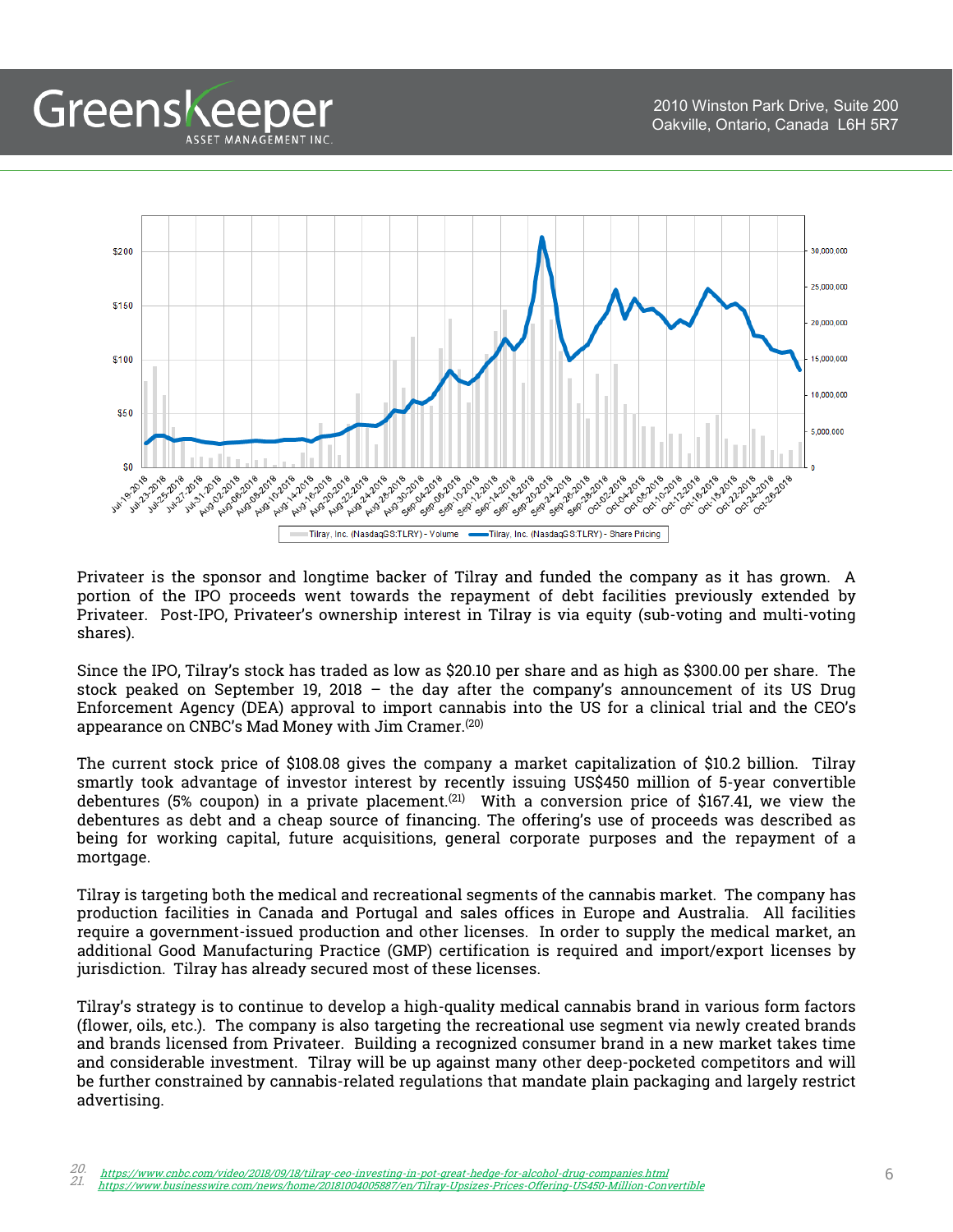Privateer is the sponsor and longtime backer of Tilray and funded the company as it has grown. A portion of the IPO proceeds went towards the repayment of debt facilities previously extended by Privateer. Post-IPO, Privateer's ownership interest in Tilray is via equity (sub-voting and multi-voting shares).

Since the IPO, Tilray's stock has traded as low as $20.10 per share and as high as $300.00 per share. The stock peaked on September 19, 2018 – the day after the company's announcement of its US Drug Enforcement Agency (DEA) approval to import cannabis into the US for a clinical trial and the CEO's appearance on CNBC's Mad Money with Jim Cramer.[20]

The current stock price of $108.08 gives the company a market capitalization of $10.2 billion. Tilray smartly took advantage of investor interest by recently issuing US$450 million of 5-year convertible debentures (5% coupon) in a private placement.[21] With a conversion price of $167.41, we view the debentures as debt and a cheap source of financing. The offering's use of proceeds was described as being for working capital, future acquisitions, general corporate purposes and the repayment of a mortgage.

Tilray is targeting both the medical and recreational segments of the cannabis market. The company has production facilities in Canada and Portugal and sales offices in Europe and Australia. All facilities require a government-issued production and other licenses. In order to supply the medical market, an additional Good Manufacturing Practice (GMP) certification is required and import/export licenses by jurisdiction. Tilray has already secured most of these licenses.

Tilray's strategy is to continue to develop a high-quality medical cannabis brand in various form factors (flower, oils, etc.). The company is also targeting the recreational use segment via newly created brands and brands licensed from Privateer. Building a recognized consumer brand in a new market takes time and considerable investment. Tilray will be up against many other deep-pocketed competitors and will be further constrained by cannabis-related regulations that mandate plain packaging and largely restrict advertising.

20. https://www.cnbc.com/video/2018/09/18/tilray-ceo-investing-in-pot-great-hedge-for-alcohol-drug-companies.html
21. https://www.businesswire.com/news/home/20181004005887/en/Tilray-Upsizes-Prices-Offering-US450-Million-Convertible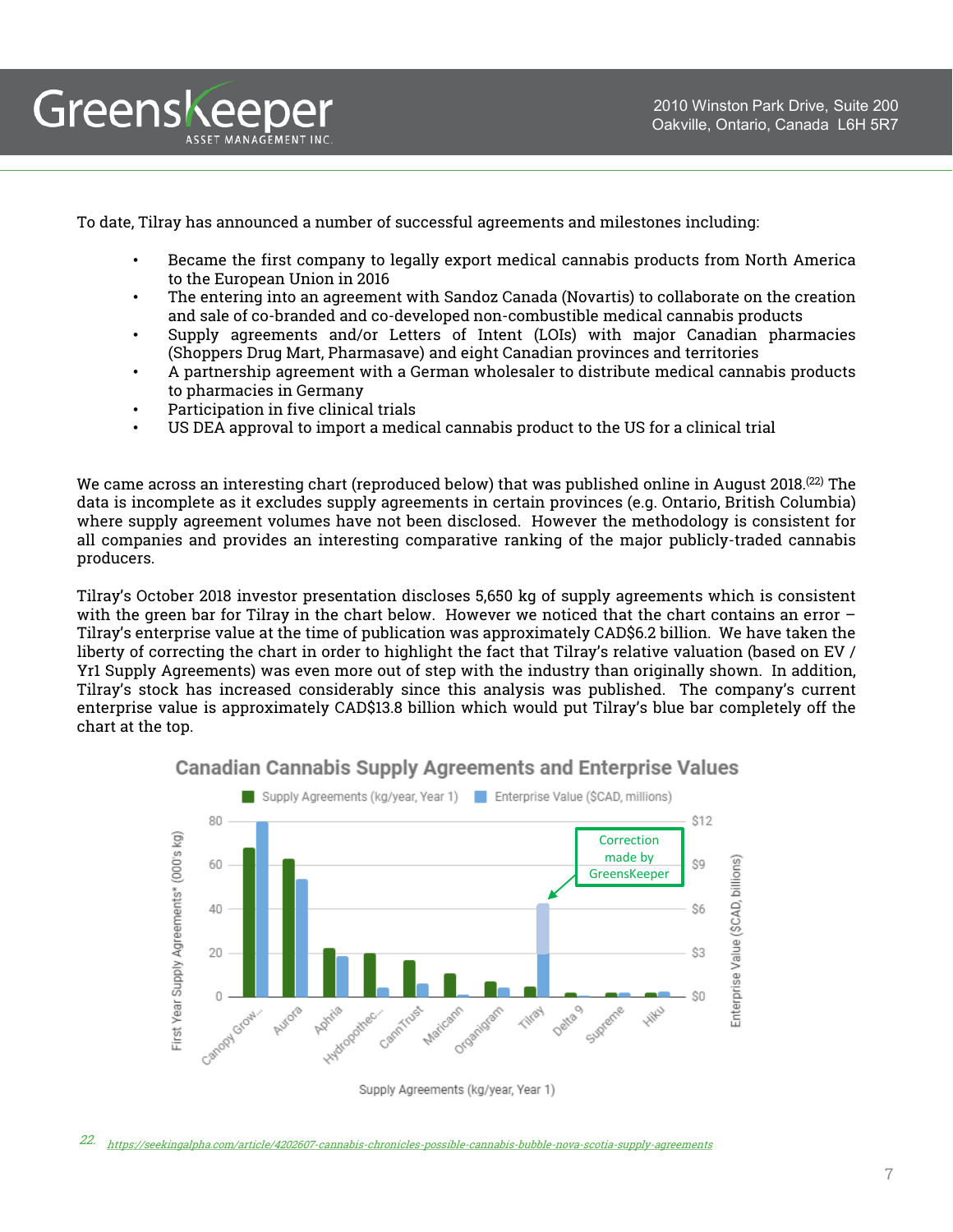To date, Tilray has announced a number of successful agreements and milestones including:

- Became the first company to legally export medical cannabis products from North America to the European Union in 2016
- The entering into an agreement with Sandoz Canada (Novartis) to collaborate on the creation and sale of co-branded and co-developed non-combustible medical cannabis products
- Supply agreements and/or Letters of Intent (LOIs) with major Canadian pharmacies (Shoppers Drug Mart, Pharmasave) and eight Canadian provinces and territories
- A partnership agreement with a German wholesaler to distribute medical cannabis products to pharmacies in Germany
- Participation in five clinical trials
- US DEA approval to import a medical cannabis product to the US for a clinical trial

We came across an interesting chart (reproduced below) that was published online in August 2018.[22] The data is incomplete as it excludes supply agreements in certain provinces (e.g. Ontario, British Columbia) where supply agreement volumes have not been disclosed. However the methodology is consistent for all companies and provides an interesting comparative ranking of the major publicly-traded cannabis producers.

Tilray's October 2018 investor presentation discloses 5,650 kg of supply agreements which is consistent with the green bar for Tilray in the chart below. However we noticed that the chart contains an error – Tilray's enterprise value at the time of publication was approximately CAD$6.2 billion. We have taken the liberty of correcting the chart in order to highlight the fact that Tilray's relative valuation (based on EV / Yr1 Supply Agreements) was even more out of step with the industry than originally shown. In addition, Tilray's stock has increased considerably since this analysis was published. The company's current enterprise value is approximately CAD$13.8 billion which would put Tilray's blue bar completely off the chart at the top.

**Canadian Cannabis Supply Agreements and Enterprise Values**

Legend: Supply Agreements (kg/year, Year 1) | Enterprise Value ($CAD, millions)

Left axis: First Year Supply Agreements* (000's kg) — 0, 20, 40, 60, 80
Right axis: Enterprise Value ($CAD, billions) — $0, $3, $6, $9, $12

Companies: Canopy Grow..., Aurora, Aphria, Hydropothec..., CannTrust, Maricann, Organigram, Tilray, Delta 9, Supreme, Hiku

Correction made by GreensKeeper

Supply Agreements (kg/year, Year 1)

22. https://seekingalpha.com/article/4202607-cannabis-chronicles-possible-cannabis-bubble-nova-scotia-supply-agreements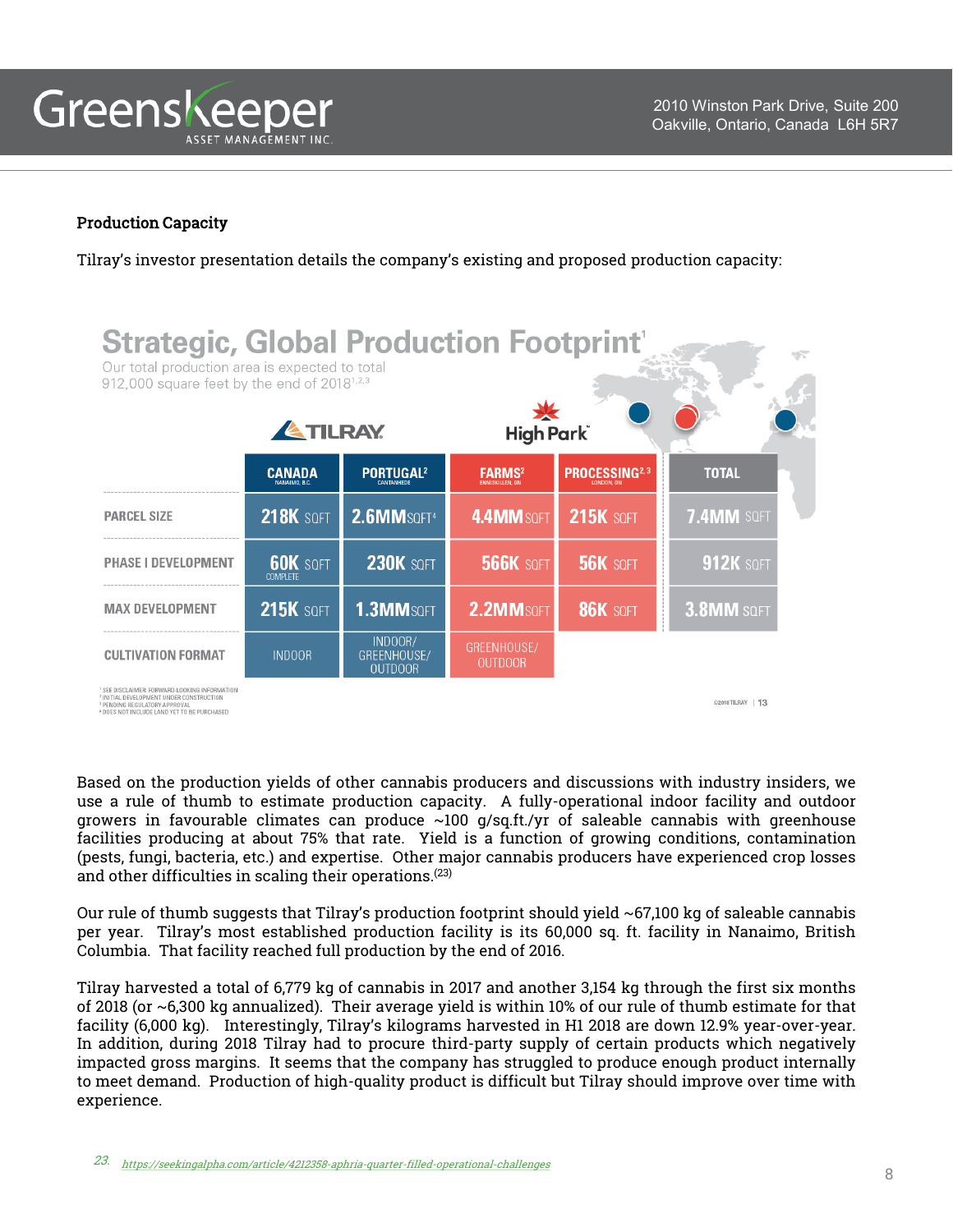**Production Capacity**

Tilray's investor presentation details the company's existing and proposed production capacity:

**Strategic, Global Production Footprint**[1]

Our total production area is expected to total 912,000 square feet by the end of 2018[1,2,3]

| | TILRAY | | High Park | | |
|---|---|---|---|---|---|
| | CANADA (NANAIMO, B.C.) | PORTUGAL[2] (CANTANHEDE) | FARMS[2] (ENNISKILLEN, ON) | PROCESSING[2,3] (LONDON, ON) | TOTAL |
| PARCEL SIZE | 218K SQFT | 2.6MM SQFT[4] | 4.4MM SQFT | 215K SQFT | 7.4MM SQFT |
| PHASE I DEVELOPMENT | 60K SQFT COMPLETE | 230K SQFT | 566K SQFT | 56K SQFT | 912K SQFT |
| MAX DEVELOPMENT | 215K SQFT | 1.3MM SQFT | 2.2MM SQFT | 86K SQFT | 3.8MM SQFT |
| CULTIVATION FORMAT | INDOOR | INDOOR/ GREENHOUSE/ OUTDOOR | GREENHOUSE/ OUTDOOR | | |

[1] SEE DISCLAIMER: FORWARD-LOOKING INFORMATION
[2] INITIAL DEVELOPMENT UNDER CONSTRUCTION
[3] PENDING REGULATORY APPROVAL
[4] DOES NOT INCLUDE LAND YET TO BE PURCHASED

©2018 TILRAY | 13

Based on the production yields of other cannabis producers and discussions with industry insiders, we use a rule of thumb to estimate production capacity. A fully-operational indoor facility and outdoor growers in favourable climates can produce ~100 g/sq.ft./yr of saleable cannabis with greenhouse facilities producing at about 75% that rate. Yield is a function of growing conditions, contamination (pests, fungi, bacteria, etc.) and expertise. Other major cannabis producers have experienced crop losses and other difficulties in scaling their operations.[23]

Our rule of thumb suggests that Tilray's production footprint should yield ~67,100 kg of saleable cannabis per year. Tilray's most established production facility is its 60,000 sq. ft. facility in Nanaimo, British Columbia. That facility reached full production by the end of 2016.

Tilray harvested a total of 6,779 kg of cannabis in 2017 and another 3,154 kg through the first six months of 2018 (or ~6,300 kg annualized). Their average yield is within 10% of our rule of thumb estimate for that facility (6,000 kg). Interestingly, Tilray's kilograms harvested in H1 2018 are down 12.9% year-over-year. In addition, during 2018 Tilray had to procure third-party supply of certain products which negatively impacted gross margins. It seems that the company has struggled to produce enough product internally to meet demand. Production of high-quality product is difficult but Tilray should improve over time with experience.

23. https://seekingalpha.com/article/4212358-aphria-quarter-filled-operational-challenges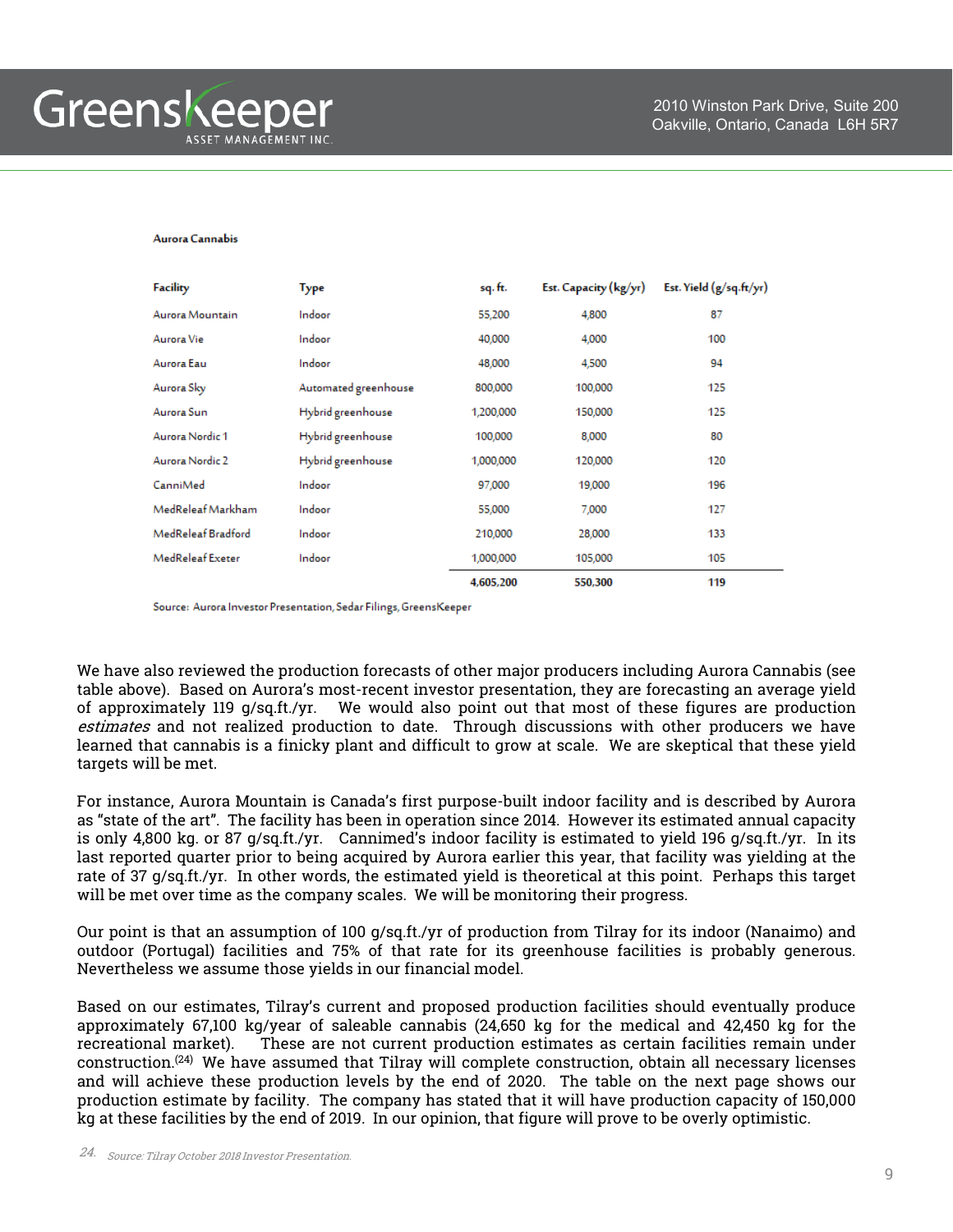**Aurora Cannabis**

| Facility | Type | sq. ft. | Est. Capacity (kg/yr) | Est. Yield (g/sq.ft/yr) |
|---|---|---|---|---|
| Aurora Mountain | Indoor | 55,200 | 4,800 | 87 |
| Aurora Vie | Indoor | 40,000 | 4,000 | 100 |
| Aurora Eau | Indoor | 48,000 | 4,500 | 94 |
| Aurora Sky | Automated greenhouse | 800,000 | 100,000 | 125 |
| Aurora Sun | Hybrid greenhouse | 1,200,000 | 150,000 | 125 |
| Aurora Nordic 1 | Hybrid greenhouse | 100,000 | 8,000 | 80 |
| Aurora Nordic 2 | Hybrid greenhouse | 1,000,000 | 120,000 | 120 |
| CanniMed | Indoor | 97,000 | 19,000 | 196 |
| MedReleaf Markham | Indoor | 55,000 | 7,000 | 127 |
| MedReleaf Bradford | Indoor | 210,000 | 28,000 | 133 |
| MedReleaf Exeter | Indoor | 1,000,000 | 105,000 | 105 |
| | | **4,605,200** | **550,300** | **119** |

Source: Aurora Investor Presentation, Sedar Filings, GreensKeeper

We have also reviewed the production forecasts of other major producers including Aurora Cannabis (see table above). Based on Aurora's most-recent investor presentation, they are forecasting an average yield of approximately 119 g/sq.ft./yr. We would also point out that most of these figures are production *estimates* and not realized production to date. Through discussions with other producers we have learned that cannabis is a finicky plant and difficult to grow at scale. We are skeptical that these yield targets will be met.

For instance, Aurora Mountain is Canada's first purpose-built indoor facility and is described by Aurora as "state of the art". The facility has been in operation since 2014. However its estimated annual capacity is only 4,800 kg. or 87 g/sq.ft./yr. Cannimed's indoor facility is estimated to yield 196 g/sq.ft./yr. In its last reported quarter prior to being acquired by Aurora earlier this year, that facility was yielding at the rate of 37 g/sq.ft./yr. In other words, the estimated yield is theoretical at this point. Perhaps this target will be met over time as the company scales. We will be monitoring their progress.

Our point is that an assumption of 100 g/sq.ft./yr of production from Tilray for its indoor (Nanaimo) and outdoor (Portugal) facilities and 75% of that rate for its greenhouse facilities is probably generous. Nevertheless we assume those yields in our financial model.

Based on our estimates, Tilray's current and proposed production facilities should eventually produce approximately 67,100 kg/year of saleable cannabis (24,650 kg for the medical and 42,450 kg for the recreational market). These are not current production estimates as certain facilities remain under construction.[24] We have assumed that Tilray will complete construction, obtain all necessary licenses and will achieve these production levels by the end of 2020. The table on the next page shows our production estimate by facility. The company has stated that it will have production capacity of 150,000 kg at these facilities by the end of 2019. In our opinion, that figure will prove to be overly optimistic.

24. *Source: Tilray October 2018 Investor Presentation.*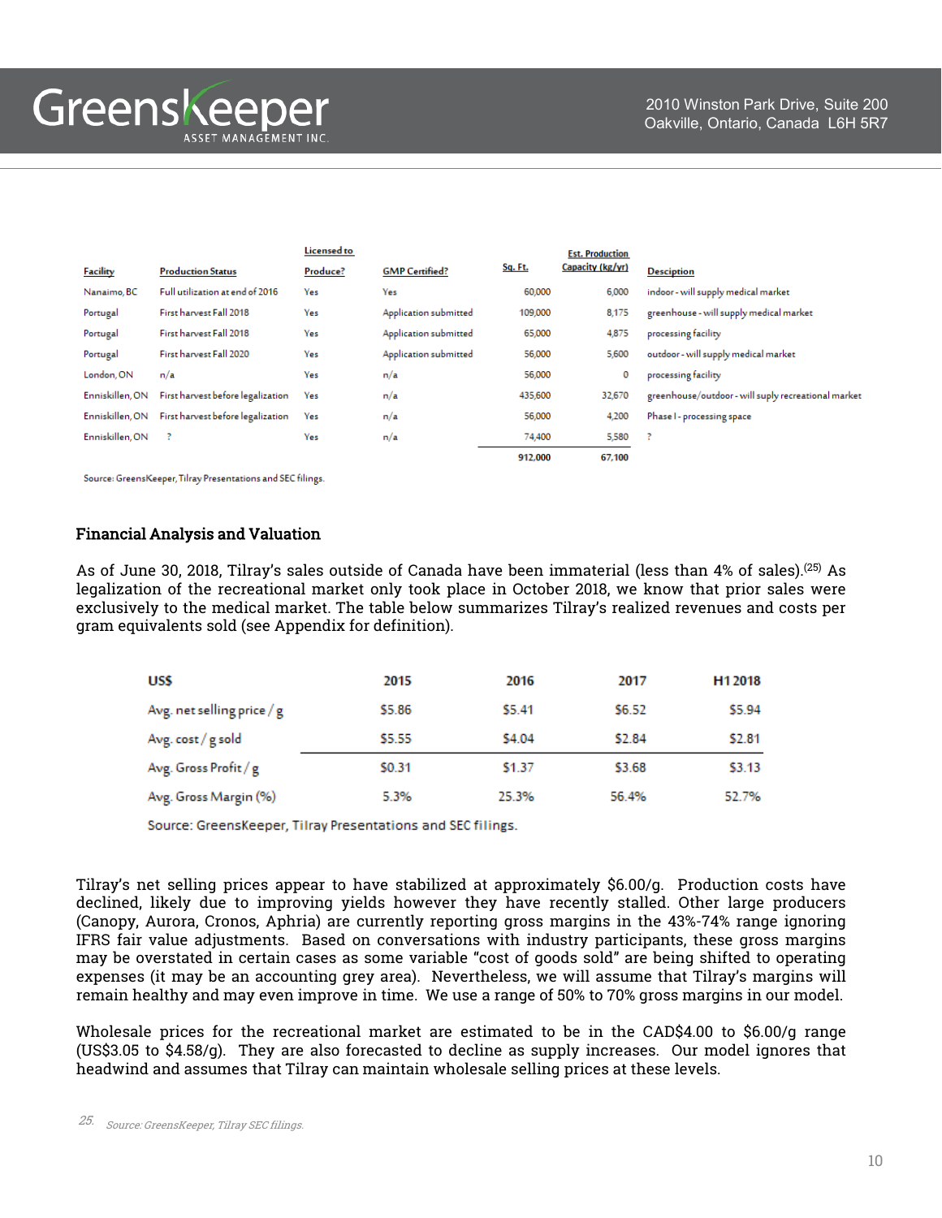| Facility | Production Status | Licensed to Produce? | GMP Certified? | Sq. Ft. | Est. Production Capacity (kg/yr) | Desciption |
|---|---|---|---|---|---|---|
| Nanaimo, BC | Full utilization at end of 2016 | Yes | Yes | 60,000 | 6,000 | indoor - will supply medical market |
| Portugal | First harvest Fall 2018 | Yes | Application submitted | 109,000 | 8,175 | greenhouse - will supply medical market |
| Portugal | First harvest Fall 2018 | Yes | Application submitted | 65,000 | 4,875 | processing facility |
| Portugal | First harvest Fall 2020 | Yes | Application submitted | 56,000 | 5,600 | outdoor - will supply medical market |
| London, ON | n/a | Yes | n/a | 56,000 | 0 | processing facility |
| Enniskillen, ON | First harvest before legalization | Yes | n/a | 435,600 | 32,670 | greenhouse/outdoor - will suply recreational market |
| Enniskillen, ON | First harvest before legalization | Yes | n/a | 56,000 | 4,200 | Phase I - processing space |
| Enniskillen, ON | ? | Yes | n/a | 74,400 | 5,580 | ? |
| | | | | 912,000 | 67,100 | |

Source: GreensKeeper, Tilray Presentations and SEC filings.

## Financial Analysis and Valuation

As of June 30, 2018, Tilray's sales outside of Canada have been immaterial (less than 4% of sales).[25] As legalization of the recreational market only took place in October 2018, we know that prior sales were exclusively to the medical market. The table below summarizes Tilray's realized revenues and costs per gram equivalents sold (see Appendix for definition).

| US$ | 2015 | 2016 | 2017 | H1 2018 |
|---|---|---|---|---|
| Avg. net selling price / g | $5.86 | $5.41 | $6.52 | $5.94 |
| Avg. cost / g sold | $5.55 | $4.04 | $2.84 | $2.81 |
| Avg. Gross Profit / g | $0.31 | $1.37 | $3.68 | $3.13 |
| Avg. Gross Margin (%) | 5.3% | 25.3% | 56.4% | 52.7% |

Source: GreensKeeper, Tilray Presentations and SEC filings.

Tilray's net selling prices appear to have stabilized at approximately $6.00/g. Production costs have declined, likely due to improving yields however they have recently stalled. Other large producers (Canopy, Aurora, Cronos, Aphria) are currently reporting gross margins in the 43%-74% range ignoring IFRS fair value adjustments. Based on conversations with industry participants, these gross margins may be overstated in certain cases as some variable "cost of goods sold" are being shifted to operating expenses (it may be an accounting grey area). Nevertheless, we will assume that Tilray's margins will remain healthy and may even improve in time. We use a range of 50% to 70% gross margins in our model.

Wholesale prices for the recreational market are estimated to be in the CAD$4.00 to $6.00/g range (US$3.05 to $4.58/g). They are also forecasted to decline as supply increases. Our model ignores that headwind and assumes that Tilray can maintain wholesale selling prices at these levels.

25. Source: GreensKeeper, Tilray SEC filings.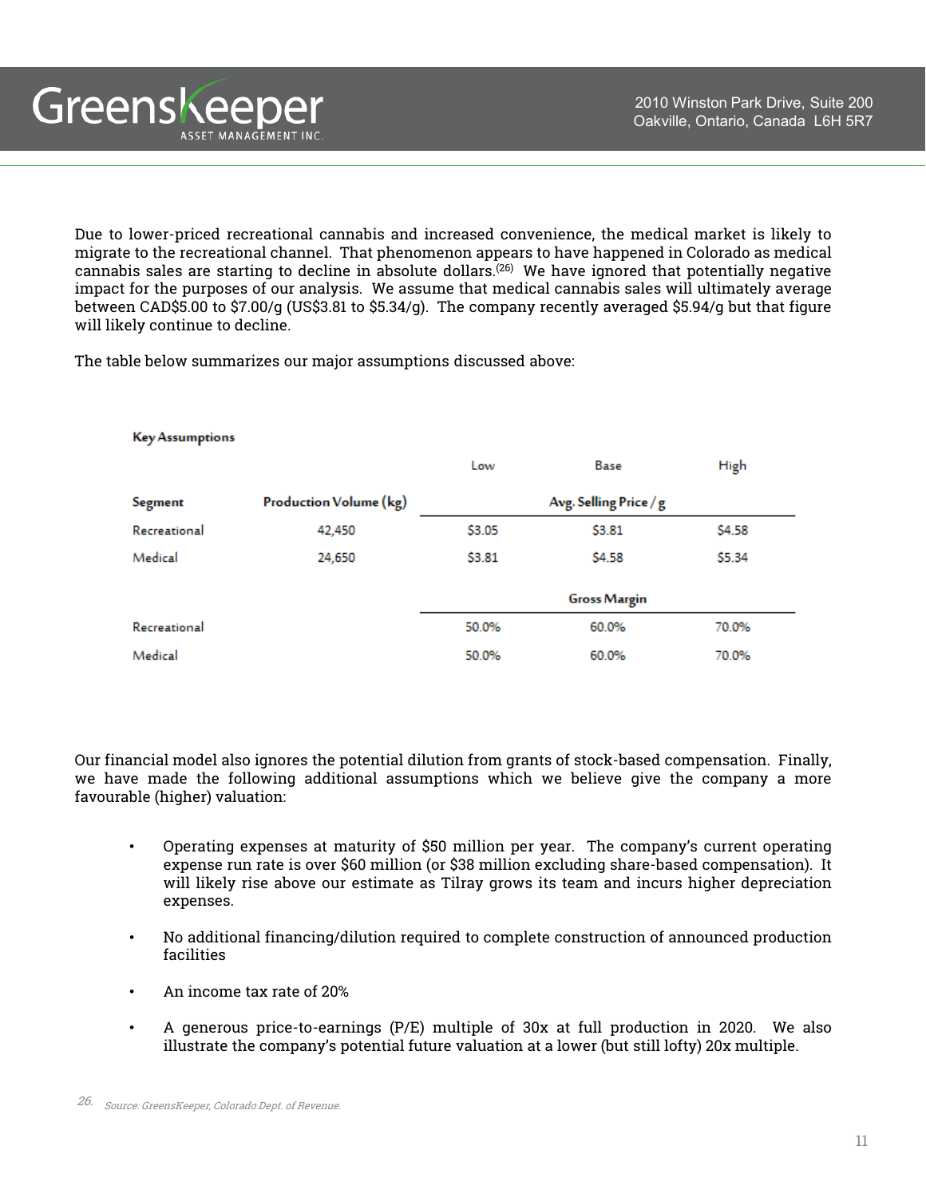Due to lower-priced recreational cannabis and increased convenience, the medical market is likely to migrate to the recreational channel. That phenomenon appears to have happened in Colorado as medical cannabis sales are starting to decline in absolute dollars.[26] We have ignored that potentially negative impact for the purposes of our analysis. We assume that medical cannabis sales will ultimately average between CAD$5.00 to $7.00/g (US$3.81 to $5.34/g). The company recently averaged $5.94/g but that figure will likely continue to decline.

The table below summarizes our major assumptions discussed above:

**Key Assumptions**

| | | Low | Base | High |
|---|---|---|---|---|
| **Segment** | **Production Volume (kg)** | **Avg. Selling Price / g** | | |
| Recreational | 42,450 | $3.05 | $3.81 | $4.58 |
| Medical | 24,650 | $3.81 | $4.58 | $5.34 |
| | | **Gross Margin** | | |
| Recreational | | 50.0% | 60.0% | 70.0% |
| Medical | | 50.0% | 60.0% | 70.0% |

Our financial model also ignores the potential dilution from grants of stock-based compensation. Finally, we have made the following additional assumptions which we believe give the company a more favourable (higher) valuation:

- Operating expenses at maturity of $50 million per year. The company's current operating expense run rate is over $60 million (or $38 million excluding share-based compensation). It will likely rise above our estimate as Tilray grows its team and incurs higher depreciation expenses.
- No additional financing/dilution required to complete construction of announced production facilities
- An income tax rate of 20%
- A generous price-to-earnings (P/E) multiple of 30x at full production in 2020. We also illustrate the company's potential future valuation at a lower (but still lofty) 20x multiple.

26. *Source: GreensKeeper, Colorado Dept. of Revenue.*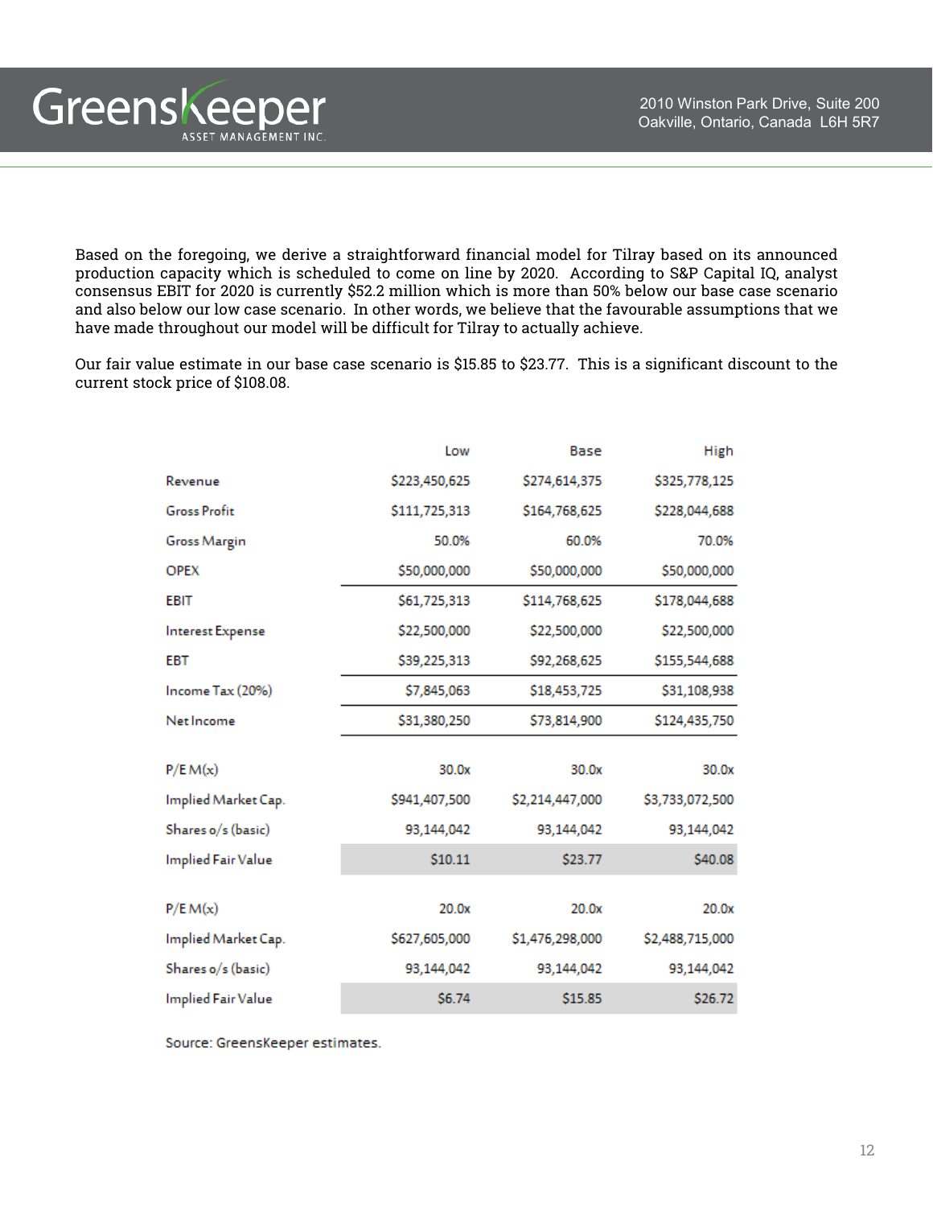Based on the foregoing, we derive a straightforward financial model for Tilray based on its announced production capacity which is scheduled to come on line by 2020. According to S&P Capital IQ, analyst consensus EBIT for 2020 is currently $52.2 million which is more than 50% below our base case scenario and also below our low case scenario. In other words, we believe that the favourable assumptions that we have made throughout our model will be difficult for Tilray to actually achieve.

Our fair value estimate in our base case scenario is $15.85 to $23.77. This is a significant discount to the current stock price of $108.08.

| | Low | Base | High |
|---|---|---|---|
| Revenue | $223,450,625 | $274,614,375 | $325,778,125 |
| Gross Profit | $111,725,313 | $164,768,625 | $228,044,688 |
| Gross Margin | 50.0% | 60.0% | 70.0% |
| OPEX | $50,000,000 | $50,000,000 | $50,000,000 |
| EBIT | $61,725,313 | $114,768,625 | $178,044,688 |
| Interest Expense | $22,500,000 | $22,500,000 | $22,500,000 |
| EBT | $39,225,313 | $92,268,625 | $155,544,688 |
| Income Tax (20%) | $7,845,063 | $18,453,725 | $31,108,938 |
| Net Income | $31,380,250 | $73,814,900 | $124,435,750 |
| | | | |
| P/E M(x) | 30.0x | 30.0x | 30.0x |
| Implied Market Cap. | $941,407,500 | $2,214,447,000 | $3,733,072,500 |
| Shares o/s (basic) | 93,144,042 | 93,144,042 | 93,144,042 |
| Implied Fair Value | $10.11 | $23.77 | $40.08 |
| | | | |
| P/E M(x) | 20.0x | 20.0x | 20.0x |
| Implied Market Cap. | $627,605,000 | $1,476,298,000 | $2,488,715,000 |
| Shares o/s (basic) | 93,144,042 | 93,144,042 | 93,144,042 |
| Implied Fair Value | $6.74 | $15.85 | $26.72 |

Source: GreensKeeper estimates.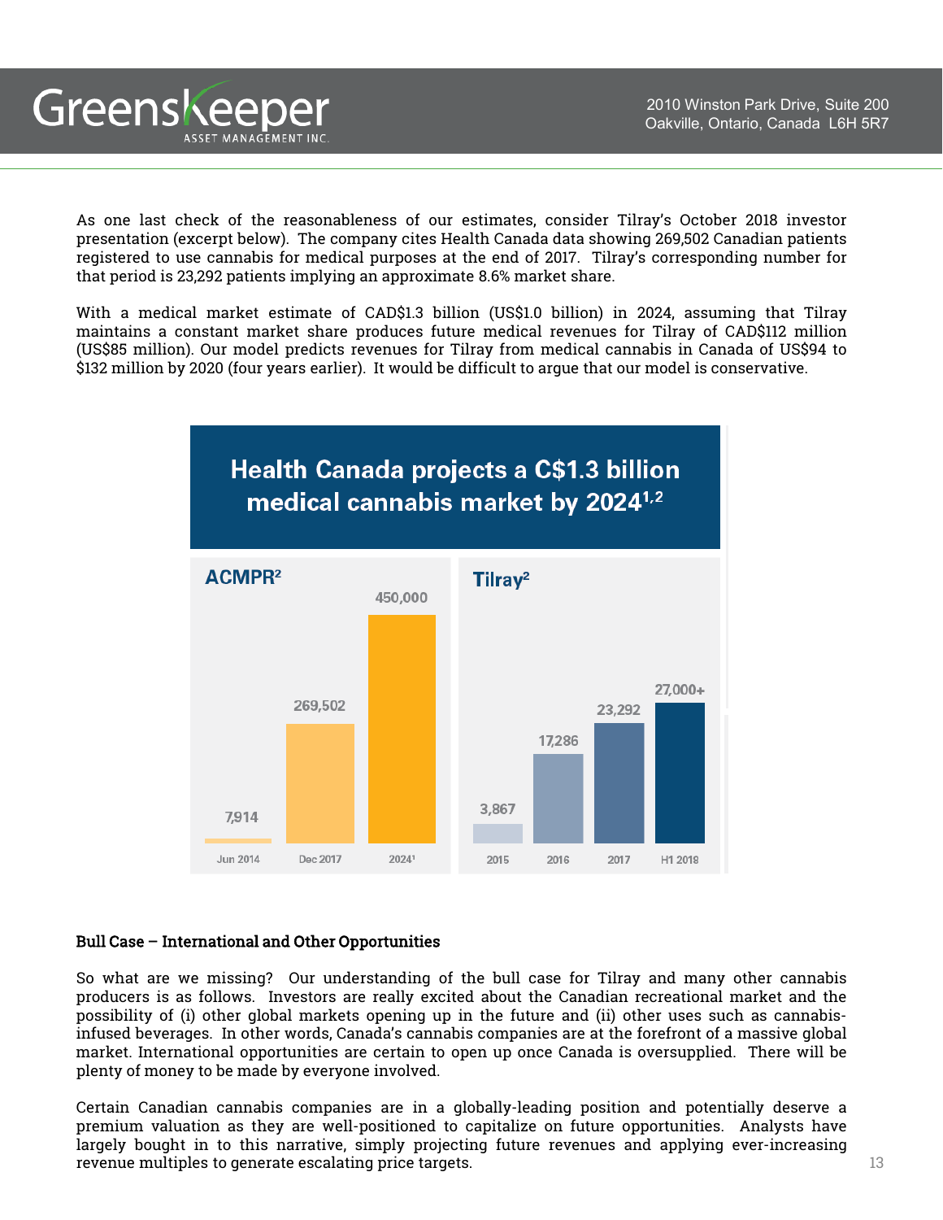As one last check of the reasonableness of our estimates, consider Tilray's October 2018 investor presentation (excerpt below). The company cites Health Canada data showing 269,502 Canadian patients registered to use cannabis for medical purposes at the end of 2017. Tilray's corresponding number for that period is 23,292 patients implying an approximate 8.6% market share.

With a medical market estimate of CAD$1.3 billion (US$1.0 billion) in 2024, assuming that Tilray maintains a constant market share produces future medical revenues for Tilray of CAD$112 million (US$85 million). Our model predicts revenues for Tilray from medical cannabis in Canada of US$94 to $132 million by 2020 (four years earlier). It would be difficult to argue that our model is conservative.

**Health Canada projects a C$1.3 billion medical cannabis market by 2024[1,2]**

**ACMPR[2]**

| Jun 2014 | Dec 2017 | 2024[1] |
|---|---|---|
| 7,914 | 269,502 | 450,000 |

**Tilray[2]**

| 2015 | 2016 | 2017 | H1 2018 |
|---|---|---|---|
| 3,867 | 17,286 | 23,292 | 27,000+ |

**Bull Case – International and Other Opportunities**

So what are we missing? Our understanding of the bull case for Tilray and many other cannabis producers is as follows. Investors are really excited about the Canadian recreational market and the possibility of (i) other global markets opening up in the future and (ii) other uses such as cannabis-infused beverages. In other words, Canada's cannabis companies are at the forefront of a massive global market. International opportunities are certain to open up once Canada is oversupplied. There will be plenty of money to be made by everyone involved.

Certain Canadian cannabis companies are in a globally-leading position and potentially deserve a premium valuation as they are well-positioned to capitalize on future opportunities. Analysts have largely bought in to this narrative, simply projecting future revenues and applying ever-increasing revenue multiples to generate escalating price targets.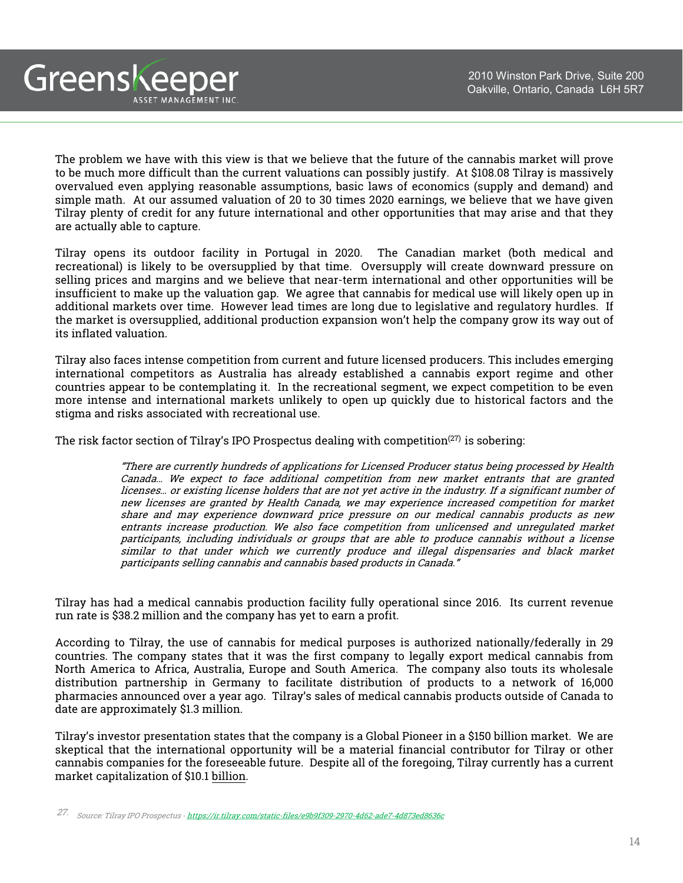The problem we have with this view is that we believe that the future of the cannabis market will prove to be much more difficult than the current valuations can possibly justify. At $108.08 Tilray is massively overvalued even applying reasonable assumptions, basic laws of economics (supply and demand) and simple math. At our assumed valuation of 20 to 30 times 2020 earnings, we believe that we have given Tilray plenty of credit for any future international and other opportunities that may arise and that they are actually able to capture.

Tilray opens its outdoor facility in Portugal in 2020. The Canadian market (both medical and recreational) is likely to be oversupplied by that time. Oversupply will create downward pressure on selling prices and margins and we believe that near-term international and other opportunities will be insufficient to make up the valuation gap. We agree that cannabis for medical use will likely open up in additional markets over time. However lead times are long due to legislative and regulatory hurdles. If the market is oversupplied, additional production expansion won't help the company grow its way out of its inflated valuation.

Tilray also faces intense competition from current and future licensed producers. This includes emerging international competitors as Australia has already established a cannabis export regime and other countries appear to be contemplating it. In the recreational segment, we expect competition to be even more intense and international markets unlikely to open up quickly due to historical factors and the stigma and risks associated with recreational use.

The risk factor section of Tilray's IPO Prospectus dealing with competition[27] is sobering:

> *"There are currently hundreds of applications for Licensed Producer status being processed by Health Canada… We expect to face additional competition from new market entrants that are granted licenses… or existing license holders that are not yet active in the industry. If a significant number of new licenses are granted by Health Canada, we may experience increased competition for market share and may experience downward price pressure on our medical cannabis products as new entrants increase production. We also face competition from unlicensed and unregulated market participants, including individuals or groups that are able to produce cannabis without a license similar to that under which we currently produce and illegal dispensaries and black market participants selling cannabis and cannabis based products in Canada."*

Tilray has had a medical cannabis production facility fully operational since 2016. Its current revenue run rate is $38.2 million and the company has yet to earn a profit.

According to Tilray, the use of cannabis for medical purposes is authorized nationally/federally in 29 countries. The company states that it was the first company to legally export medical cannabis from North America to Africa, Australia, Europe and South America. The company also touts its wholesale distribution partnership in Germany to facilitate distribution of products to a network of 16,000 pharmacies announced over a year ago. Tilray's sales of medical cannabis products outside of Canada to date are approximately $1.3 million.

Tilray's investor presentation states that the company is a Global Pioneer in a $150 billion market. We are skeptical that the international opportunity will be a material financial contributor for Tilray or other cannabis companies for the foreseeable future. Despite all of the foregoing, Tilray currently has a current market capitalization of $10.1 billion.

27. *Source: Tilray IPO Prospectus - https://ir.tilray.com/static-files/e9b9f309-2970-4d62-ade7-4d873ed8636c*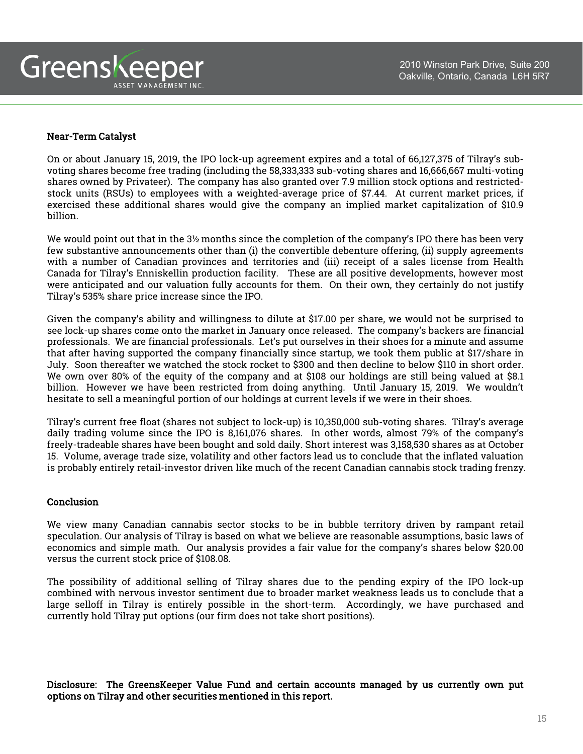## Near-Term Catalyst

On or about January 15, 2019, the IPO lock-up agreement expires and a total of 66,127,375 of Tilray's sub-voting shares become free trading (including the 58,333,333 sub-voting shares and 16,666,667 multi-voting shares owned by Privateer). The company has also granted over 7.9 million stock options and restricted-stock units (RSUs) to employees with a weighted-average price of $7.44. At current market prices, if exercised these additional shares would give the company an implied market capitalization of $10.9 billion.

We would point out that in the 3½ months since the completion of the company's IPO there has been very few substantive announcements other than (i) the convertible debenture offering, (ii) supply agreements with a number of Canadian provinces and territories and (iii) receipt of a sales license from Health Canada for Tilray's Enniskellin production facility. These are all positive developments, however most were anticipated and our valuation fully accounts for them. On their own, they certainly do not justify Tilray's 535% share price increase since the IPO.

Given the company's ability and willingness to dilute at $17.00 per share, we would not be surprised to see lock-up shares come onto the market in January once released. The company's backers are financial professionals. We are financial professionals. Let's put ourselves in their shoes for a minute and assume that after having supported the company financially since startup, we took them public at $17/share in July. Soon thereafter we watched the stock rocket to $300 and then decline to below $110 in short order. We own over 80% of the equity of the company and at $108 our holdings are still being valued at $8.1 billion. However we have been restricted from doing anything. Until January 15, 2019. We wouldn't hesitate to sell a meaningful portion of our holdings at current levels if we were in their shoes.

Tilray's current free float (shares not subject to lock-up) is 10,350,000 sub-voting shares. Tilray's average daily trading volume since the IPO is 8,161,076 shares. In other words, almost 79% of the company's freely-tradeable shares have been bought and sold daily. Short interest was 3,158,530 shares as at October 15. Volume, average trade size, volatility and other factors lead us to conclude that the inflated valuation is probably entirely retail-investor driven like much of the recent Canadian cannabis stock trading frenzy.

## Conclusion

We view many Canadian cannabis sector stocks to be in bubble territory driven by rampant retail speculation. Our analysis of Tilray is based on what we believe are reasonable assumptions, basic laws of economics and simple math. Our analysis provides a fair value for the company's shares below $20.00 versus the current stock price of $108.08.

The possibility of additional selling of Tilray shares due to the pending expiry of the IPO lock-up combined with nervous investor sentiment due to broader market weakness leads us to conclude that a large selloff in Tilray is entirely possible in the short-term. Accordingly, we have purchased and currently hold Tilray put options (our firm does not take short positions).

**Disclosure: The GreensKeeper Value Fund and certain accounts managed by us currently own put options on Tilray and other securities mentioned in this report.**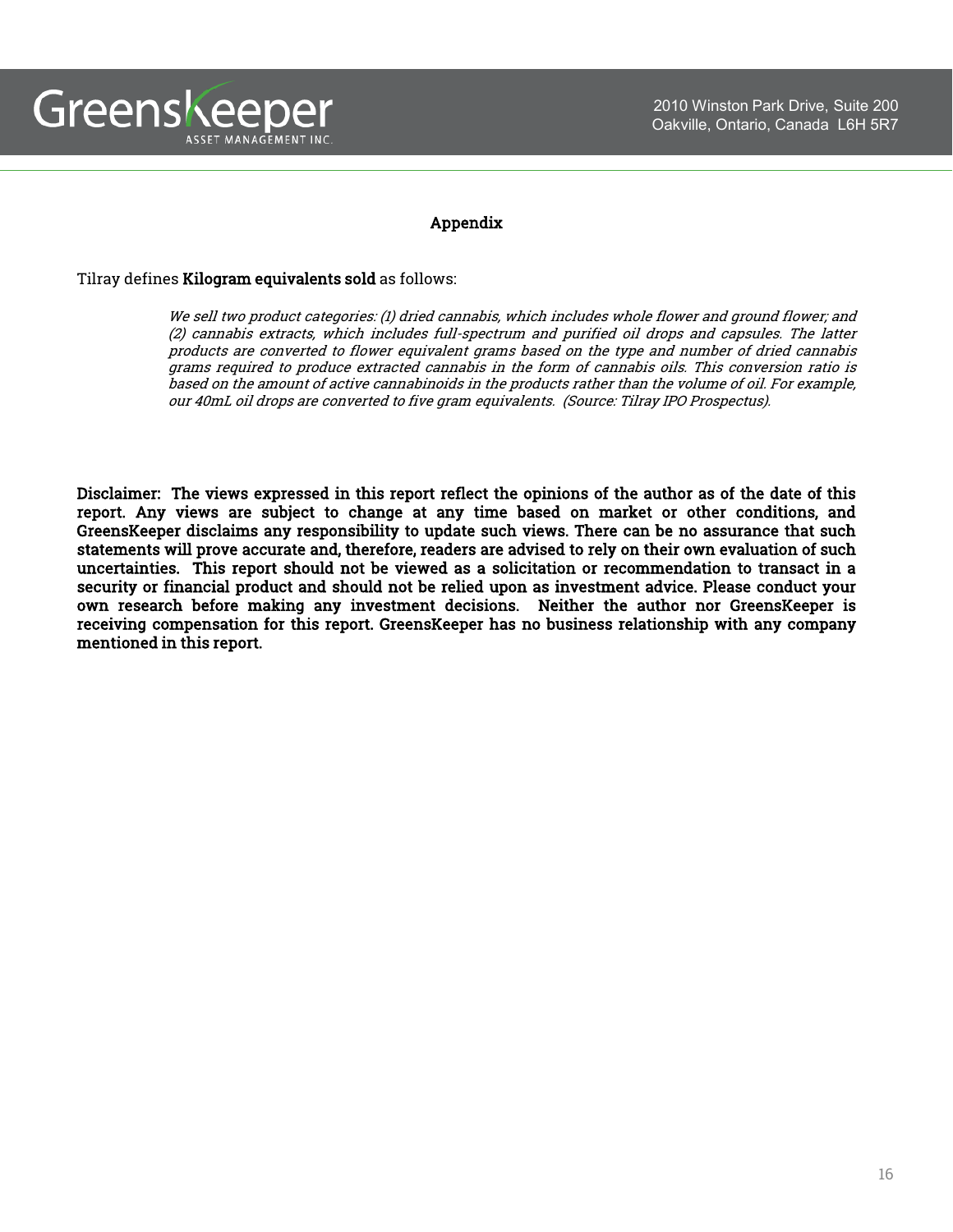## Appendix

Tilray defines **Kilogram equivalents sold** as follows:

> *We sell two product categories: (1) dried cannabis, which includes whole flower and ground flower; and (2) cannabis extracts, which includes full-spectrum and purified oil drops and capsules. The latter products are converted to flower equivalent grams based on the type and number of dried cannabis grams required to produce extracted cannabis in the form of cannabis oils. This conversion ratio is based on the amount of active cannabinoids in the products rather than the volume of oil. For example, our 40mL oil drops are converted to five gram equivalents. (Source: Tilray IPO Prospectus).*

**Disclaimer: The views expressed in this report reflect the opinions of the author as of the date of this report. Any views are subject to change at any time based on market or other conditions, and GreensKeeper disclaims any responsibility to update such views. There can be no assurance that such statements will prove accurate and, therefore, readers are advised to rely on their own evaluation of such uncertainties. This report should not be viewed as a solicitation or recommendation to transact in a security or financial product and should not be relied upon as investment advice. Please conduct your own research before making any investment decisions. Neither the author nor GreensKeeper is receiving compensation for this report. GreensKeeper has no business relationship with any company mentioned in this report.**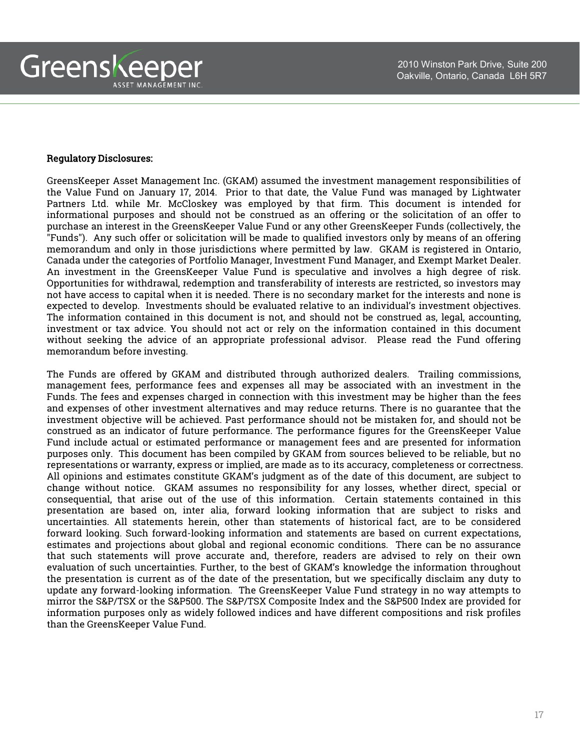**Regulatory Disclosures:**

GreensKeeper Asset Management Inc. (GKAM) assumed the investment management responsibilities of the Value Fund on January 17, 2014. Prior to that date, the Value Fund was managed by Lightwater Partners Ltd. while Mr. McCloskey was employed by that firm. This document is intended for informational purposes and should not be construed as an offering or the solicitation of an offer to purchase an interest in the GreensKeeper Value Fund or any other GreensKeeper Funds (collectively, the "Funds"). Any such offer or solicitation will be made to qualified investors only by means of an offering memorandum and only in those jurisdictions where permitted by law. GKAM is registered in Ontario, Canada under the categories of Portfolio Manager, Investment Fund Manager, and Exempt Market Dealer. An investment in the GreensKeeper Value Fund is speculative and involves a high degree of risk. Opportunities for withdrawal, redemption and transferability of interests are restricted, so investors may not have access to capital when it is needed. There is no secondary market for the interests and none is expected to develop. Investments should be evaluated relative to an individual's investment objectives. The information contained in this document is not, and should not be construed as, legal, accounting, investment or tax advice. You should not act or rely on the information contained in this document without seeking the advice of an appropriate professional advisor. Please read the Fund offering memorandum before investing.

The Funds are offered by GKAM and distributed through authorized dealers. Trailing commissions, management fees, performance fees and expenses all may be associated with an investment in the Funds. The fees and expenses charged in connection with this investment may be higher than the fees and expenses of other investment alternatives and may reduce returns. There is no guarantee that the investment objective will be achieved. Past performance should not be mistaken for, and should not be construed as an indicator of future performance. The performance figures for the GreensKeeper Value Fund include actual or estimated performance or management fees and are presented for information purposes only. This document has been compiled by GKAM from sources believed to be reliable, but no representations or warranty, express or implied, are made as to its accuracy, completeness or correctness. All opinions and estimates constitute GKAM's judgment as of the date of this document, are subject to change without notice. GKAM assumes no responsibility for any losses, whether direct, special or consequential, that arise out of the use of this information. Certain statements contained in this presentation are based on, inter alia, forward looking information that are subject to risks and uncertainties. All statements herein, other than statements of historical fact, are to be considered forward looking. Such forward-looking information and statements are based on current expectations, estimates and projections about global and regional economic conditions. There can be no assurance that such statements will prove accurate and, therefore, readers are advised to rely on their own evaluation of such uncertainties. Further, to the best of GKAM's knowledge the information throughout the presentation is current as of the date of the presentation, but we specifically disclaim any duty to update any forward-looking information. The GreensKeeper Value Fund strategy in no way attempts to mirror the S&P/TSX or the S&P500. The S&P/TSX Composite Index and the S&P500 Index are provided for information purposes only as widely followed indices and have different compositions and risk profiles than the GreensKeeper Value Fund.